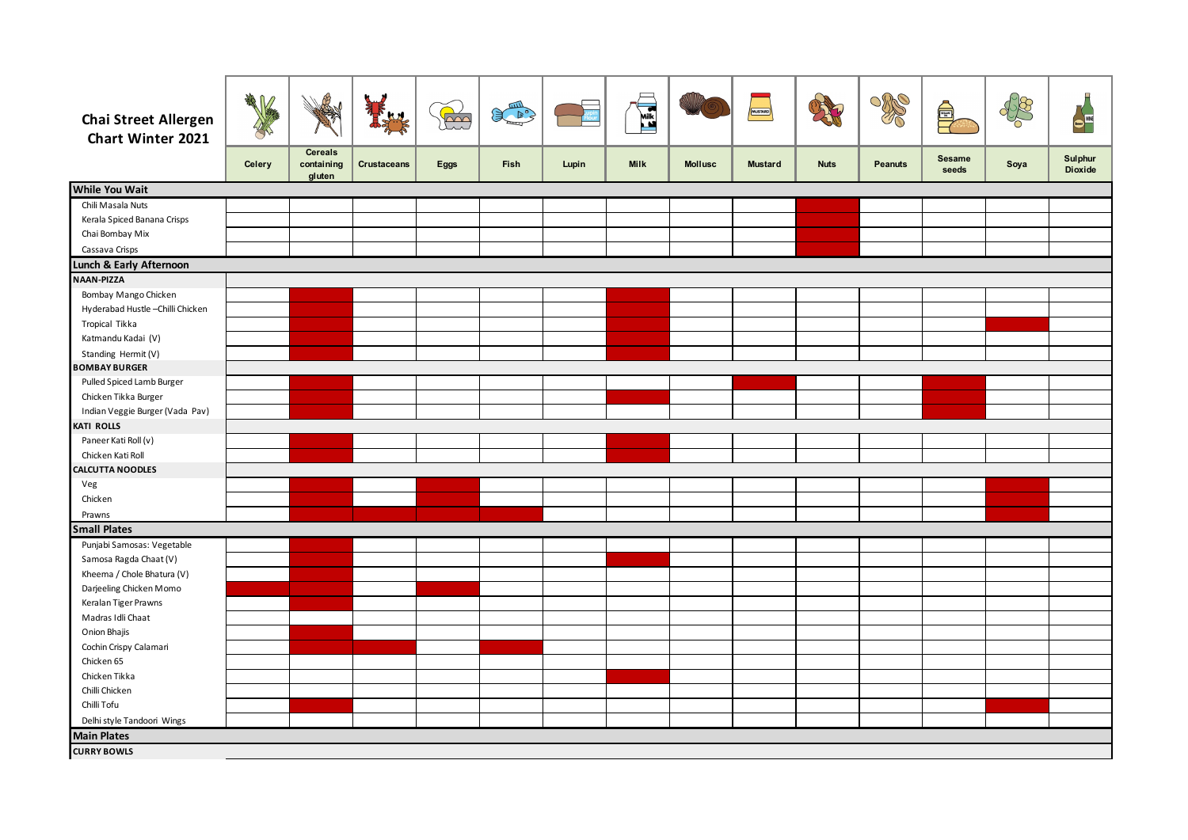# Chai Street Allergen Chart Winter 2021

| | Celery | Cereals containing gluten | Crustaceans | Eggs | Fish | Lupin | Milk | Mollusc | Mustard | Nuts | Peanuts | Sesame seeds | Soya | Sulphur Dioxide |
|---|---|---|---|---|---|---|---|---|---|---|---|---|---|---|
| **While You Wait** | | | | | | | | | | | | | | |
| Chili Masala Nuts | | | | | | | | | | X | | | | |
| Kerala Spiced Banana Crisps | | | | | | | | | | X | | | | |
| Chai Bombay Mix | | | | | | | | | | X | | | | |
| Cassava Crisps | | | | | | | | | | X | | | | |
| **Lunch & Early Afternoon** | | | | | | | | | | | | | | |
| **NAAN-PIZZA** | | | | | | | | | | | | | | |
| Bombay Mango Chicken | | X | | | | | X | | | | | | | |
| Hyderabad Hustle –Chilli Chicken | | X | | | | | X | | | | | | | |
| Tropical Tikka | | X | | | | | X | | | | | | X | |
| Katmandu Kadai (V) | | X | | | | | X | | | | | | | |
| Standing Hermit (V) | | X | | | | | X | | | | | | | |
| **BOMBAY BURGER** | | | | | | | | | | | | | | |
| Pulled Spiced Lamb Burger | | X | | | | | | | X | | | X | | |
| Chicken Tikka Burger | | X | | | | | X | | | | | X | | |
| Indian Veggie Burger (Vada Pav) | | X | | | | | | | | | | X | | |
| **KATI ROLLS** | | | | | | | | | | | | | | |
| Paneer Kati Roll (v) | | X | | | | | X | | | | | | | |
| Chicken Kati Roll | | X | | | | | X | | | | | | | |
| **CALCUTTA NOODLES** | | | | | | | | | | | | | | |
| Veg | | X | | X | | | | | | | | | X | |
| Chicken | | X | | X | | | | | | | | | X | |
| Prawns | | X | X | X | X | | | | | | | | X | |
| **Small Plates** | | | | | | | | | | | | | | |
| Punjabi Samosas: Vegetable | | X | | | | | | | | | | | | |
| Samosa Ragda Chaat (V) | | X | | | | | X | | | | | | | |
| Kheema / Chole Bhatura (V) | | X | | | | | | | | | | | | |
| Darjeeling Chicken Momo | X | X | | X | | | | | | | | | | |
| Keralan Tiger Prawns | | X | | | | | | | | | | | | |
| Madras Idli Chaat | | | | | | | | | | | | | | |
| Onion Bhajis | | X | | | | | | | | | | | | |
| Cochin Crispy Calamari | | X | X | | X | | | | | | | | | |
| Chicken 65 | | | | | | | | | | | | | | |
| Chicken Tikka | | | | | | | X | | | | | | | |
| Chilli Chicken | | | | | | | | | | | | | | |
| Chilli Tofu | | X | | | | | | | | | | | X | |
| Delhi style Tandoori Wings | | | | | | | | | | | | | | |
| **Main Plates** | | | | | | | | | | | | | | |
| **CURRY BOWLS** | | | | | | | | | | | | | | |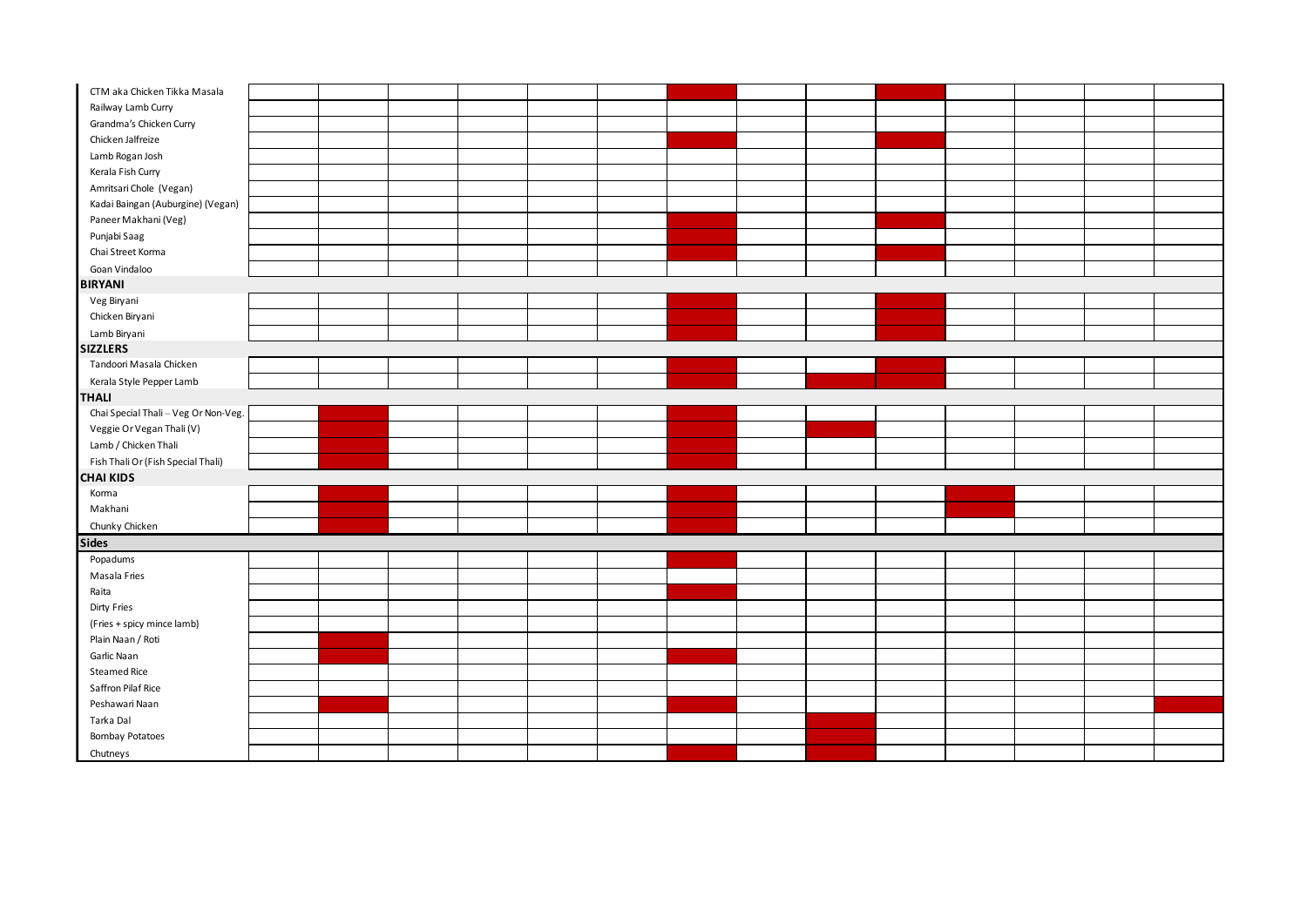| | | | | | | | | | | | | | | |
|---|---|---|---|---|---|---|---|---|---|---|---|---|---|---|
| CTM aka Chicken Tikka Masala | | | | | | | ■ | | | ■ | | | | |
| Railway Lamb Curry | | | | | | | | | | | | | | |
| Grandma's Chicken Curry | | | | | | | | | | | | | | |
| Chicken Jalfreize | | | | | | | ■ | | | ■ | | | | |
| Lamb Rogan Josh | | | | | | | | | | | | | | |
| Kerala Fish Curry | | | | | | | | | | | | | | |
| Amritsari Chole (Vegan) | | | | | | | | | | | | | | |
| Kadai Baingan (Auburgine) (Vegan) | | | | | | | | | | | | | | |
| Paneer Makhani (Veg) | | | | | | | ■ | | | ■ | | | | |
| Punjabi Saag | | | | | | | ■ | | | | | | | |
| Chai Street Korma | | | | | | | ■ | | | ■ | | | | |
| Goan Vindaloo | | | | | | | | | | | | | | |
| **BIRYANI** | | | | | | | | | | | | | | |
| Veg Biryani | | | | | | | ■ | | | ■ | | | | |
| Chicken Biryani | | | | | | | ■ | | | ■ | | | | |
| Lamb Biryani | | | | | | | ■ | | | ■ | | | | |
| **SIZZLERS** | | | | | | | | | | | | | | |
| Tandoori Masala Chicken | | | | | | | ■ | | | ■ | | | | |
| Kerala Style Pepper Lamb | | | | | | | ■ | | ■ | ■ | | | | |
| **THALI** | | | | | | | | | | | | | | |
| Chai Special Thali – Veg Or Non-Veg. | | ■ | | | | | ■ | | | | | | | |
| Veggie Or Vegan Thali (V) | | ■ | | | | | ■ | | ■ | | | | | |
| Lamb / Chicken Thali | | ■ | | | | | ■ | | | | | | | |
| Fish Thali Or (Fish Special Thali) | | ■ | | | | | ■ | | | | | | | |
| **CHAI KIDS** | | | | | | | | | | | | | | |
| Korma | | ■ | | | | | ■ | | | | ■ | | | |
| Makhani | | ■ | | | | | ■ | | | | ■ | | | |
| Chunky Chicken | | ■ | | | | | ■ | | | | | | | |
| **Sides** | | | | | | | | | | | | | | |
| Popadums | | | | | | | ■ | | | | | | | |
| Masala Fries | | | | | | | | | | | | | | |
| Raita | | | | | | | ■ | | | | | | | |
| Dirty Fries | | | | | | | | | | | | | | |
| (Fries + spicy mince lamb) | | | | | | | | | | | | | | |
| Plain Naan / Roti | | ■ | | | | | | | | | | | | |
| Garlic Naan | | ■ | | | | | ■ | | | | | | | |
| Steamed Rice | | | | | | | | | | | | | | |
| Saffron Pilaf Rice | | | | | | | | | | | | | | |
| Peshawari Naan | | ■ | | | | | ■ | | | | | | | ■ |
| Tarka Dal | | | | | | | | | ■ | | | | | |
| Bombay Potatoes | | | | | | | | | ■ | | | | | |
| Chutneys | | | | | | | ■ | | ■ | | | | | |